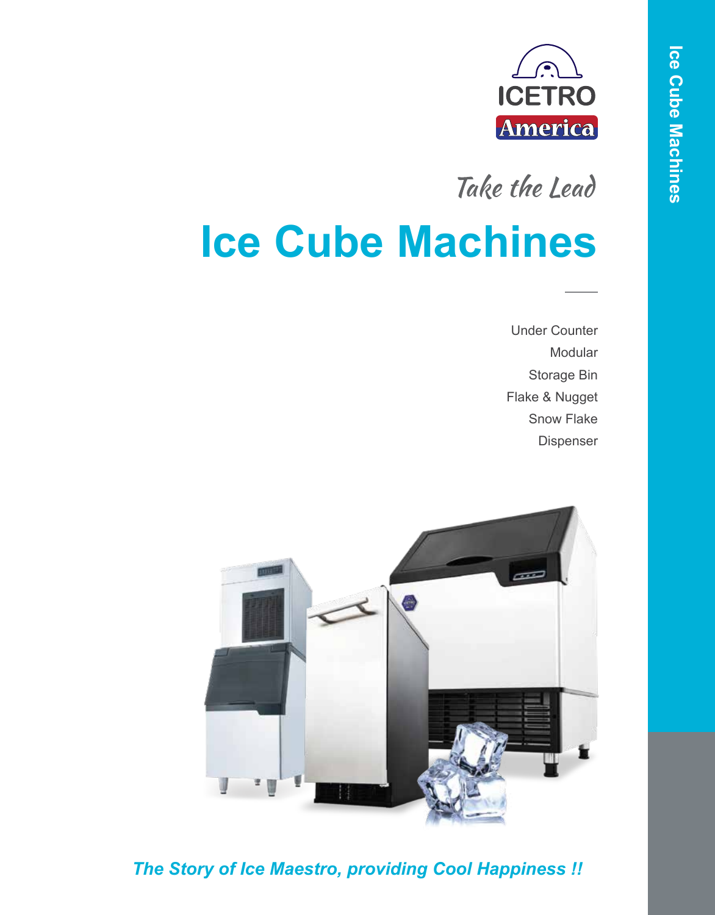ICETRO America

Take the Lead

# Ice Cube Machines

Under Counter
Modular
Storage Bin
Flake & Nugget
Snow Flake
Dispenser

*The Story of Ice Maestro, providing Cool Happiness !!*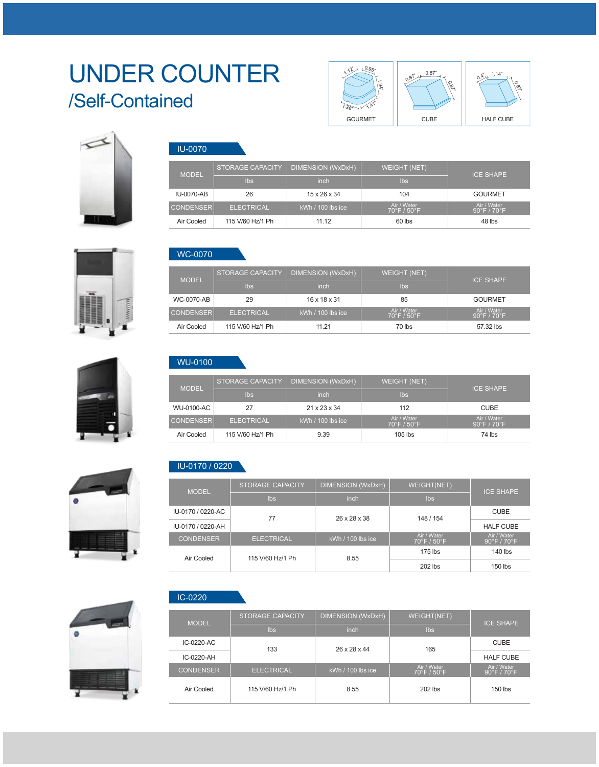# UNDER COUNTER
## /Self-Contained

GOURMET — CUBE — HALF CUBE

### IU-0070

| MODEL | STORAGE CAPACITY | DIMENSION (WxDxH) | WEIGHT (NET) | ICE SHAPE |
|---|---|---|---|---|
| | lbs | inch | lbs | |
| IU-0070-AB | 26 | 15 x 26 x 34 | 104 | GOURMET |
| CONDENSER | ELECTRICAL | kWh / 100 lbs ice | Air / Water 70°F / 50°F | Air / Water 90°F / 70°F |
| Air Cooled | 115 V/60 Hz/1 Ph | 11.12 | 60 lbs | 48 lbs |

### WC-0070

| MODEL | STORAGE CAPACITY | DIMENSION (WxDxH) | WEIGHT (NET) | ICE SHAPE |
|---|---|---|---|---|
| | lbs | inch | lbs | |
| WC-0070-AB | 29 | 16 x 18 x 31 | 85 | GOURMET |
| CONDENSER | ELECTRICAL | kWh / 100 lbs ice | Air / Water 70°F / 50°F | Air / Water 90°F / 70°F |
| Air Cooled | 115 V/60 Hz/1 Ph | 11.21 | 70 lbs | 57.32 lbs |

### WU-0100

| MODEL | STORAGE CAPACITY | DIMENSION (WxDxH) | WEIGHT (NET) | ICE SHAPE |
|---|---|---|---|---|
| | lbs | inch | lbs | |
| WU-0100-AC | 27 | 21 x 23 x 34 | 112 | CUBE |
| CONDENSER | ELECTRICAL | kWh / 100 lbs ice | Air / Water 70°F / 50°F | Air / Water 90°F / 70°F |
| Air Cooled | 115 V/60 Hz/1 Ph | 9.39 | 105 lbs | 74 lbs |

### IU-0170 / 0220

| MODEL | STORAGE CAPACITY | DIMENSION (WxDxH) | WEIGHT(NET) | ICE SHAPE |
|---|---|---|---|---|
| | lbs | inch | lbs | |
| IU-0170 / 0220-AC | 77 | 26 x 28 x 38 | 148 / 154 | CUBE |
| IU-0170 / 0220-AH | | | | HALF CUBE |
| CONDENSER | ELECTRICAL | kWh / 100 lbs ice | Air / Water 70°F / 50°F | Air / Water 90°F / 70°F |
| Air Cooled | 115 V/60 Hz/1 Ph | 8.55 | 175 lbs | 140 lbs |
| | | | 202 lbs | 150 lbs |

### IC-0220

| MODEL | STORAGE CAPACITY | DIMENSION (WxDxH) | WEIGHT(NET) | ICE SHAPE |
|---|---|---|---|---|
| | lbs | inch | lbs | |
| IC-0220-AC | 133 | 26 x 28 x 44 | 165 | CUBE |
| IC-0220-AH | | | | HALF CUBE |
| CONDENSER | ELECTRICAL | kWh / 100 lbs ice | Air / Water 70°F / 50°F | Air / Water 90°F / 70°F |
| Air Cooled | 115 V/60 Hz/1 Ph | 8.55 | 202 lbs | 150 lbs |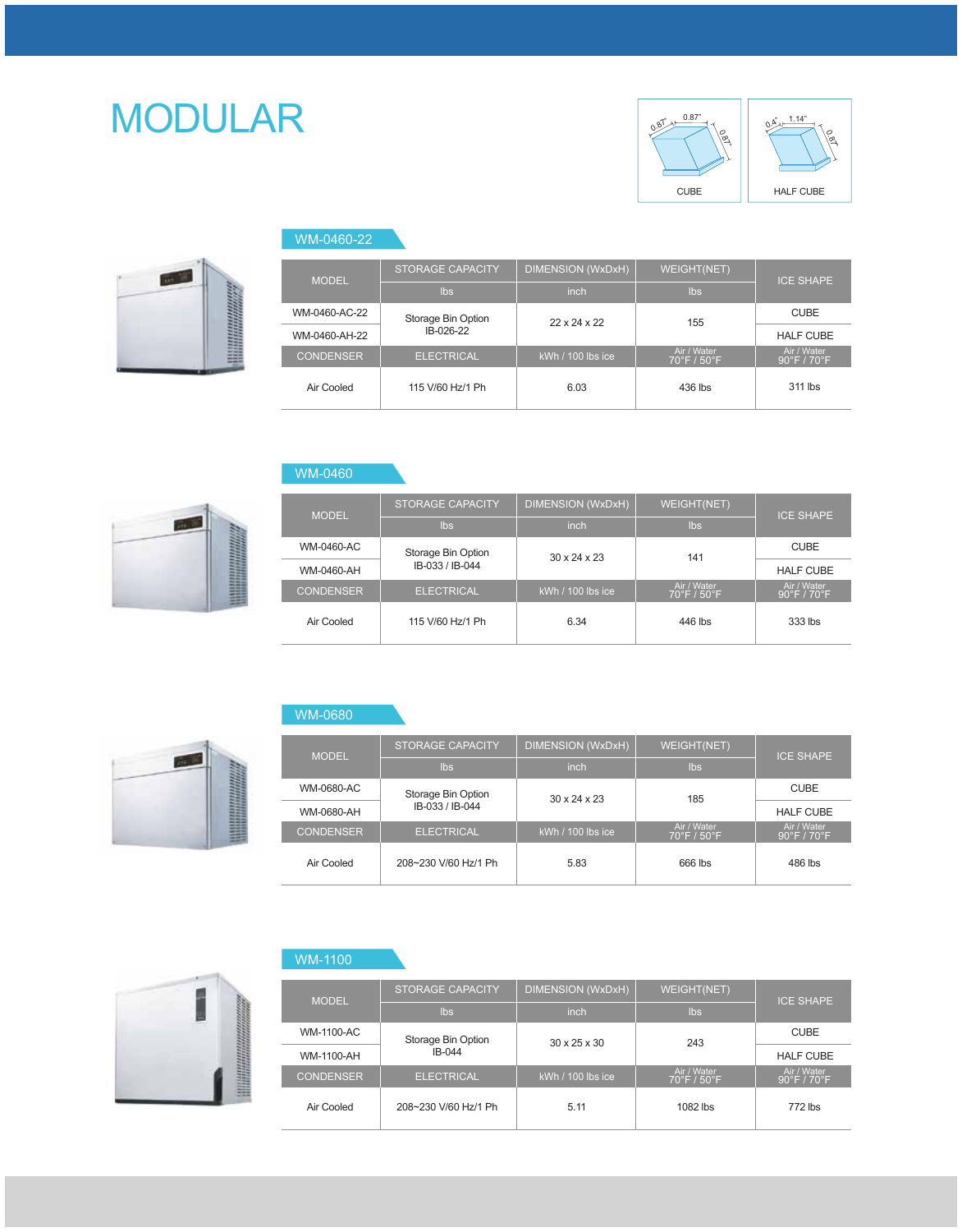# MODULAR

CUBE: 0.87" × 0.87" × 0.87"

HALF CUBE: 0.4" × 1.14" × 0.87"

## WM-0460-22

| MODEL | STORAGE CAPACITY | DIMENSION (WxDxH) | WEIGHT(NET) | ICE SHAPE |
|---|---|---|---|---|
| | lbs | inch | lbs | |
| WM-0460-AC-22 | Storage Bin Option IB-026-22 | 22 x 24 x 22 | 155 | CUBE |
| WM-0460-AH-22 | | | | HALF CUBE |
| CONDENSER | ELECTRICAL | kWh / 100 lbs ice | Air / Water 70°F / 50°F | Air / Water 90°F / 70°F |
| Air Cooled | 115 V/60 Hz/1 Ph | 6.03 | 436 lbs | 311 lbs |

## WM-0460

| MODEL | STORAGE CAPACITY | DIMENSION (WxDxH) | WEIGHT(NET) | ICE SHAPE |
|---|---|---|---|---|
| | lbs | inch | lbs | |
| WM-0460-AC | Storage Bin Option IB-033 / IB-044 | 30 x 24 x 23 | 141 | CUBE |
| WM-0460-AH | | | | HALF CUBE |
| CONDENSER | ELECTRICAL | kWh / 100 lbs ice | Air / Water 70°F / 50°F | Air / Water 90°F / 70°F |
| Air Cooled | 115 V/60 Hz/1 Ph | 6.34 | 446 lbs | 333 lbs |

## WM-0680

| MODEL | STORAGE CAPACITY | DIMENSION (WxDxH) | WEIGHT(NET) | ICE SHAPE |
|---|---|---|---|---|
| | lbs | inch | lbs | |
| WM-0680-AC | Storage Bin Option IB-033 / IB-044 | 30 x 24 x 23 | 185 | CUBE |
| WM-0680-AH | | | | HALF CUBE |
| CONDENSER | ELECTRICAL | kWh / 100 lbs ice | Air / Water 70°F / 50°F | Air / Water 90°F / 70°F |
| Air Cooled | 208~230 V/60 Hz/1 Ph | 5.83 | 666 lbs | 486 lbs |

## WM-1100

| MODEL | STORAGE CAPACITY | DIMENSION (WxDxH) | WEIGHT(NET) | ICE SHAPE |
|---|---|---|---|---|
| | lbs | inch | lbs | |
| WM-1100-AC | Storage Bin Option IB-044 | 30 x 25 x 30 | 243 | CUBE |
| WM-1100-AH | | | | HALF CUBE |
| CONDENSER | ELECTRICAL | kWh / 100 lbs ice | Air / Water 70°F / 50°F | Air / Water 90°F / 70°F |
| Air Cooled | 208~230 V/60 Hz/1 Ph | 5.11 | 1082 lbs | 772 lbs |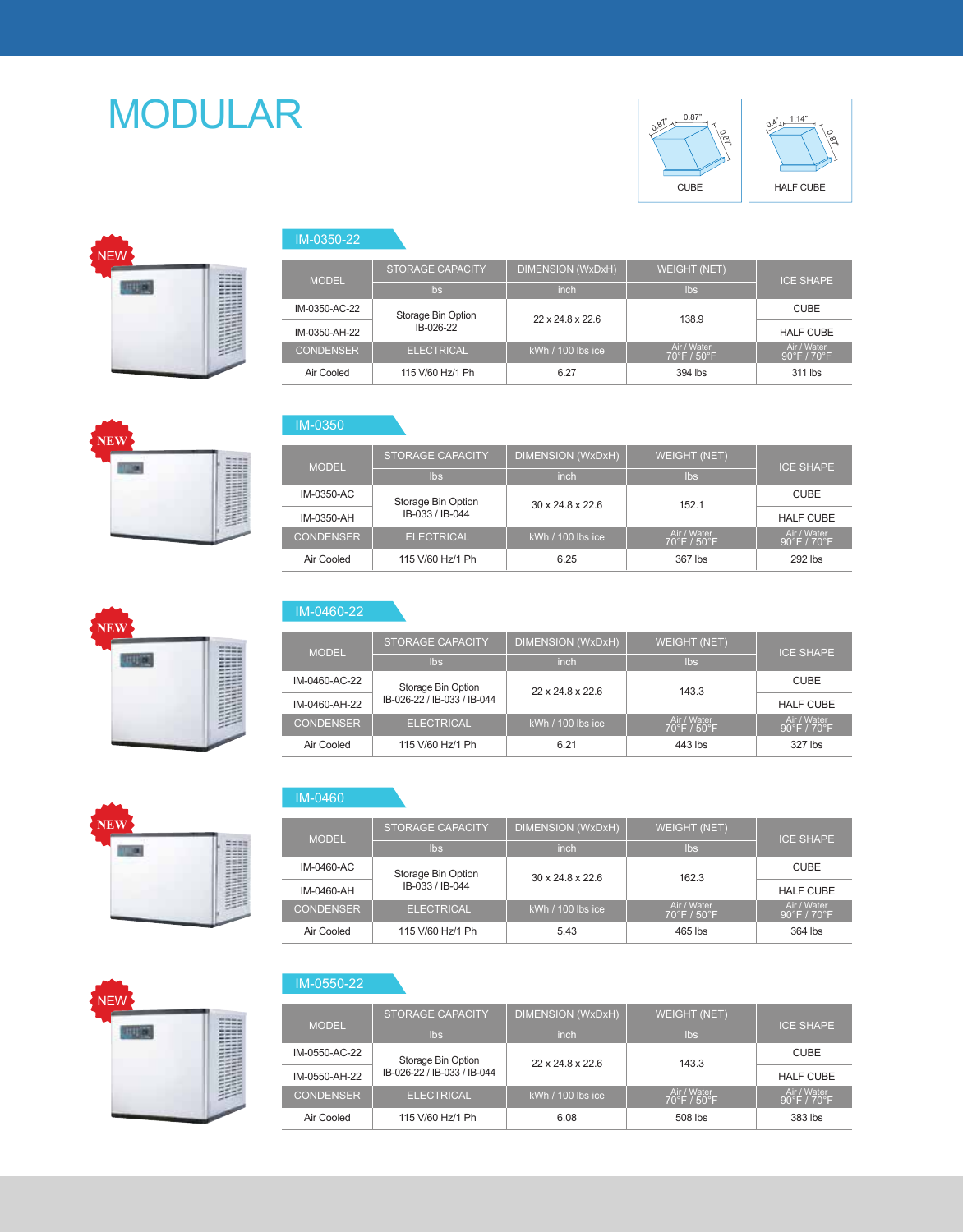# MODULAR

CUBE — 0.87" × 0.87" × 0.87"

HALF CUBE — 0.4" × 1.14" × 0.87"

NEW

## IM-0350-22

| MODEL | STORAGE CAPACITY | DIMENSION (WxDxH) | WEIGHT (NET) | ICE SHAPE |
|---|---|---|---|---|
| | lbs | inch | lbs | |
| IM-0350-AC-22 | Storage Bin Option IB-026-22 | 22 x 24.8 x 22.6 | 138.9 | CUBE |
| IM-0350-AH-22 | | | | HALF CUBE |
| CONDENSER | ELECTRICAL | kWh / 100 lbs ice | Air / Water 70°F / 50°F | Air / Water 90°F / 70°F |
| Air Cooled | 115 V/60 Hz/1 Ph | 6.27 | 394 lbs | 311 lbs |

NEW

## IM-0350

| MODEL | STORAGE CAPACITY | DIMENSION (WxDxH) | WEIGHT (NET) | ICE SHAPE |
|---|---|---|---|---|
| | lbs | inch | lbs | |
| IM-0350-AC | Storage Bin Option IB-033 / IB-044 | 30 x 24.8 x 22.6 | 152.1 | CUBE |
| IM-0350-AH | | | | HALF CUBE |
| CONDENSER | ELECTRICAL | kWh / 100 lbs ice | Air / Water 70°F / 50°F | Air / Water 90°F / 70°F |
| Air Cooled | 115 V/60 Hz/1 Ph | 6.25 | 367 lbs | 292 lbs |

NEW

## IM-0460-22

| MODEL | STORAGE CAPACITY | DIMENSION (WxDxH) | WEIGHT (NET) | ICE SHAPE |
|---|---|---|---|---|
| | lbs | inch | lbs | |
| IM-0460-AC-22 | Storage Bin Option IB-026-22 / IB-033 / IB-044 | 22 x 24.8 x 22.6 | 143.3 | CUBE |
| IM-0460-AH-22 | | | | HALF CUBE |
| CONDENSER | ELECTRICAL | kWh / 100 lbs ice | Air / Water 70°F / 50°F | Air / Water 90°F / 70°F |
| Air Cooled | 115 V/60 Hz/1 Ph | 6.21 | 443 lbs | 327 lbs |

NEW

## IM-0460

| MODEL | STORAGE CAPACITY | DIMENSION (WxDxH) | WEIGHT (NET) | ICE SHAPE |
|---|---|---|---|---|
| | lbs | inch | lbs | |
| IM-0460-AC | Storage Bin Option IB-033 / IB-044 | 30 x 24.8 x 22.6 | 162.3 | CUBE |
| IM-0460-AH | | | | HALF CUBE |
| CONDENSER | ELECTRICAL | kWh / 100 lbs ice | Air / Water 70°F / 50°F | Air / Water 90°F / 70°F |
| Air Cooled | 115 V/60 Hz/1 Ph | 5.43 | 465 lbs | 364 lbs |

NEW

## IM-0550-22

| MODEL | STORAGE CAPACITY | DIMENSION (WxDxH) | WEIGHT (NET) | ICE SHAPE |
|---|---|---|---|---|
| | lbs | inch | lbs | |
| IM-0550-AC-22 | Storage Bin Option IB-026-22 / IB-033 / IB-044 | 22 x 24.8 x 22.6 | 143.3 | CUBE |
| IM-0550-AH-22 | | | | HALF CUBE |
| CONDENSER | ELECTRICAL | kWh / 100 lbs ice | Air / Water 70°F / 50°F | Air / Water 90°F / 70°F |
| Air Cooled | 115 V/60 Hz/1 Ph | 6.08 | 508 lbs | 383 lbs |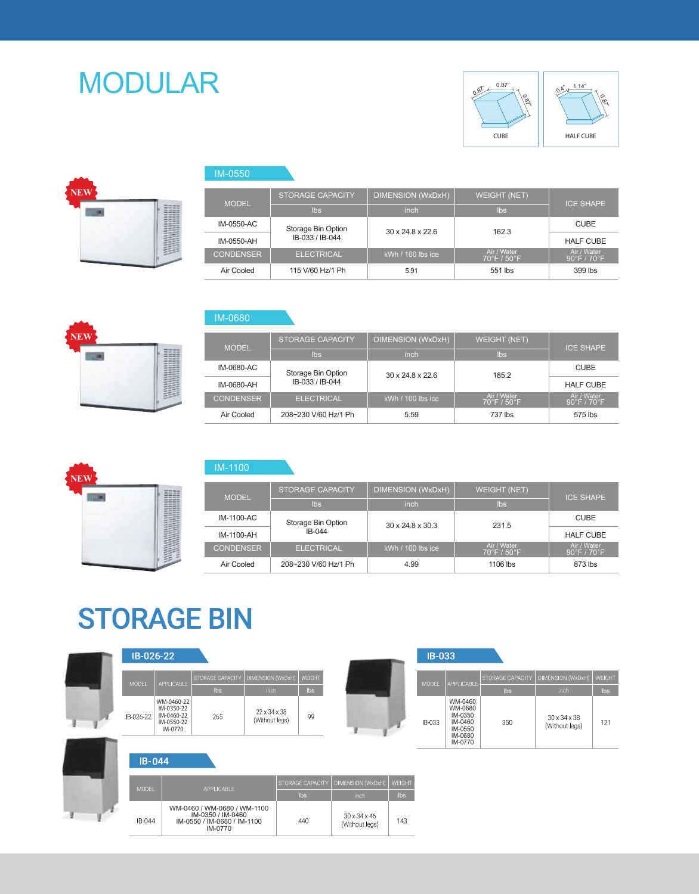# MODULAR

CUBE: 0.87" × 0.87" × 0.87"

HALF CUBE: 0.4" × 1.14" × 0.87"

## IM-0550

NEW

| MODEL | STORAGE CAPACITY | DIMENSION (WxDxH) | WEIGHT (NET) | ICE SHAPE |
|---|---|---|---|---|
| | lbs | inch | lbs | |
| IM-0550-AC | Storage Bin Option IB-033 / IB-044 | 30 x 24.8 x 22.6 | 162.3 | CUBE |
| IM-0550-AH | | | | HALF CUBE |
| CONDENSER | ELECTRICAL | kWh / 100 lbs ice | Air / Water 70°F / 50°F | Air / Water 90°F / 70°F |
| Air Cooled | 115 V/60 Hz/1 Ph | 5.91 | 551 lbs | 399 lbs |

## IM-0680

NEW

| MODEL | STORAGE CAPACITY | DIMENSION (WxDxH) | WEIGHT (NET) | ICE SHAPE |
|---|---|---|---|---|
| | lbs | inch | lbs | |
| IM-0680-AC | Storage Bin Option IB-033 / IB-044 | 30 x 24.8 x 22.6 | 185.2 | CUBE |
| IM-0680-AH | | | | HALF CUBE |
| CONDENSER | ELECTRICAL | kWh / 100 lbs ice | Air / Water 70°F / 50°F | Air / Water 90°F / 70°F |
| Air Cooled | 208~230 V/60 Hz/1 Ph | 5.59 | 737 lbs | 575 lbs |

## IM-1100

NEW

| MODEL | STORAGE CAPACITY | DIMENSION (WxDxH) | WEIGHT (NET) | ICE SHAPE |
|---|---|---|---|---|
| | lbs | inch | lbs | |
| IM-1100-AC | Storage Bin Option IB-044 | 30 x 24.8 x 30.3 | 231.5 | CUBE |
| IM-1100-AH | | | | HALF CUBE |
| CONDENSER | ELECTRICAL | kWh / 100 lbs ice | Air / Water 70°F / 50°F | Air / Water 90°F / 70°F |
| Air Cooled | 208~230 V/60 Hz/1 Ph | 4.99 | 1106 lbs | 873 lbs |

# STORAGE BIN

## IB-026-22

| MODEL | APPLICABLE | STORAGE CAPACITY | DIMENSION (WxDxH) | WEIGHT |
|---|---|---|---|---|
| | | lbs | inch | lbs |
| IB-026-22 | WM-0460-22 IM-0350-22 IM-0460-22 IM-0550-22 IM-0770 | 265 | 22 x 34 x 38 (Without legs) | 99 |

## IB-033

| MODEL | APPLICABLE | STORAGE CAPACITY | DIMENSION (WxDxH) | WEIGHT |
|---|---|---|---|---|
| | | lbs | inch | lbs |
| IB-033 | WM-0460 WM-0680 IM-0350 IM-0460 IM-0550 IM-0680 IM-0770 | 350 | 30 x 34 x 38 (Without legs) | 121 |

## IB-044

| MODEL | APPLICABLE | STORAGE CAPACITY | DIMENSION (WxDxH) | WEIGHT |
|---|---|---|---|---|
| | | lbs | inch | lbs |
| IB-044 | WM-0460 / WM-0680 / WM-1100 IM-0350 / IM-0460 IM-0550 / IM-0680 / IM-1100 IM-0770 | 440 | 30 x 34 x 46 (Without legs) | 143 |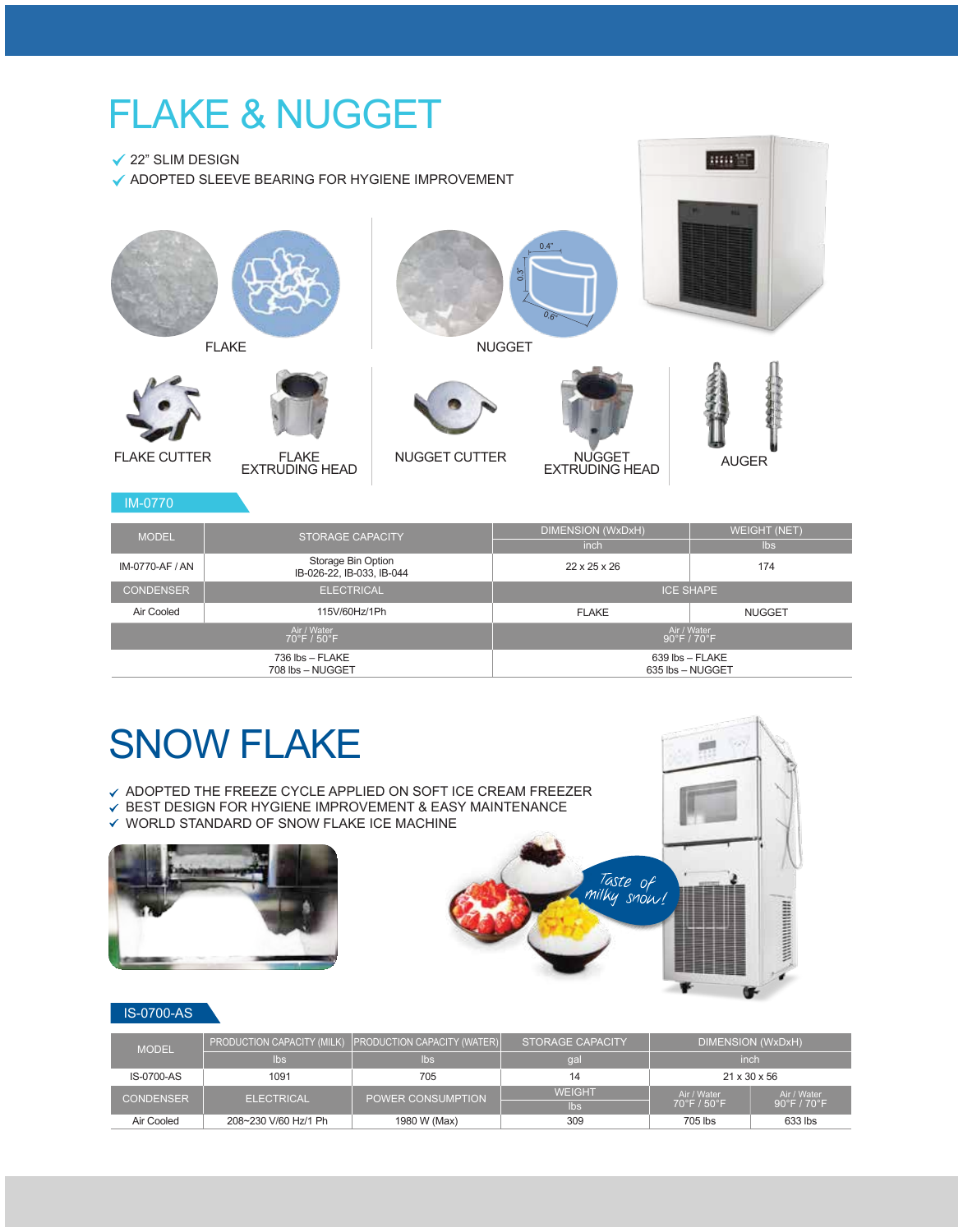# FLAKE & NUGGET

- 22" SLIM DESIGN
- ADOPTED SLEEVE BEARING FOR HYGIENE IMPROVEMENT

FLAKE

NUGGET

FLAKE CUTTER

FLAKE EXTRUDING HEAD

NUGGET CUTTER

NUGGET EXTRUDING HEAD

AUGER

## IM-0770

| MODEL | STORAGE CAPACITY | DIMENSION (WxDxH) | WEIGHT (NET) |
|---|---|---|---|
| | | inch | lbs |
| IM-0770-AF / AN | Storage Bin Option IB-026-22, IB-033, IB-044 | 22 x 25 x 26 | 174 |
| CONDENSER | ELECTRICAL | ICE SHAPE | |
| Air Cooled | 115V/60Hz/1Ph | FLAKE | NUGGET |
| Air / Water 70°F / 50°F | | Air / Water 90°F / 70°F | |
| 736 lbs – FLAKE 708 lbs – NUGGET | | 639 lbs – FLAKE 635 lbs – NUGGET | |

# SNOW FLAKE

- ADOPTED THE FREEZE CYCLE APPLIED ON SOFT ICE CREAM FREEZER
- BEST DESIGN FOR HYGIENE IMPROVEMENT & EASY MAINTENANCE
- WORLD STANDARD OF SNOW FLAKE ICE MACHINE

Taste of milky snow!

## IS-0700-AS

| MODEL | PRODUCTION CAPACITY (MILK) | PRODUCTION CAPACITY (WATER) | STORAGE CAPACITY | DIMENSION (WxDxH) | |
|---|---|---|---|---|---|
| | lbs | lbs | gal | inch | |
| IS-0700-AS | 1091 | 705 | 14 | 21 x 30 x 56 | |
| CONDENSER | ELECTRICAL | POWER CONSUMPTION | WEIGHT lbs | Air / Water 70°F / 50°F | Air / Water 90°F / 70°F |
| Air Cooled | 208~230 V/60 Hz/1 Ph | 1980 W (Max) | 309 | 705 lbs | 633 lbs |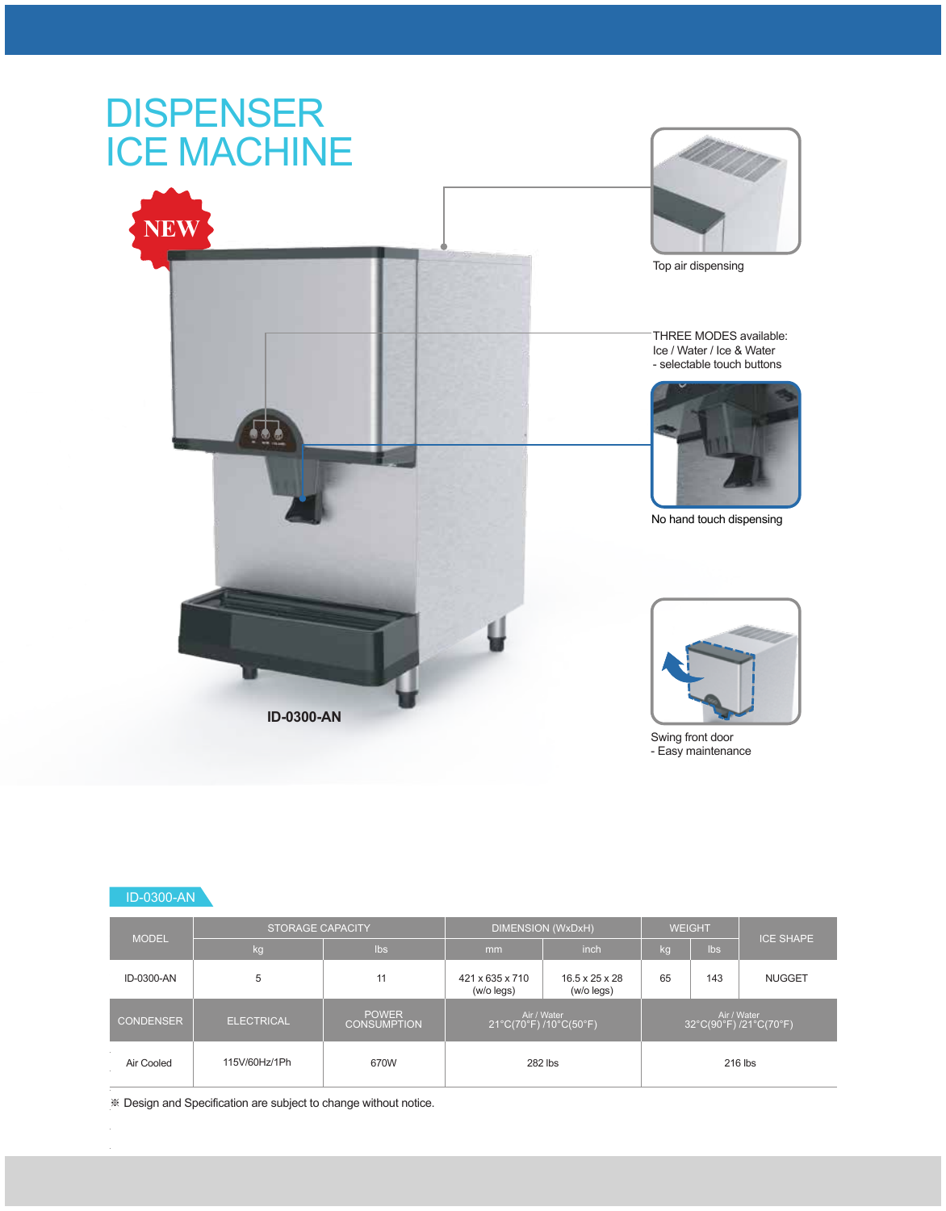# DISPENSER ICE MACHINE

NEW

Top air dispensing

THREE MODES available:
Ice / Water / Ice & Water
- selectable touch buttons

No hand touch dispensing

Swing front door
- Easy maintenance

ID-0300-AN

## ID-0300-AN

| MODEL | STORAGE CAPACITY | | DIMENSION (WxDxH) | | WEIGHT | | ICE SHAPE |
|---|---|---|---|---|---|---|---|
| | kg | lbs | mm | inch | kg | lbs | |
| ID-0300-AN | 5 | 11 | 421 x 635 x 710 (w/o legs) | 16.5 x 25 x 28 (w/o legs) | 65 | 143 | NUGGET |
| CONDENSER | ELECTRICAL | POWER CONSUMPTION | Air / Water 21°C(70°F) /10°C(50°F) | | Air / Water 32°C(90°F) /21°C(70°F) | | |
| Air Cooled | 115V/60Hz/1Ph | 670W | 282 lbs | | 216 lbs | | |

※ Design and Specification are subject to change without notice.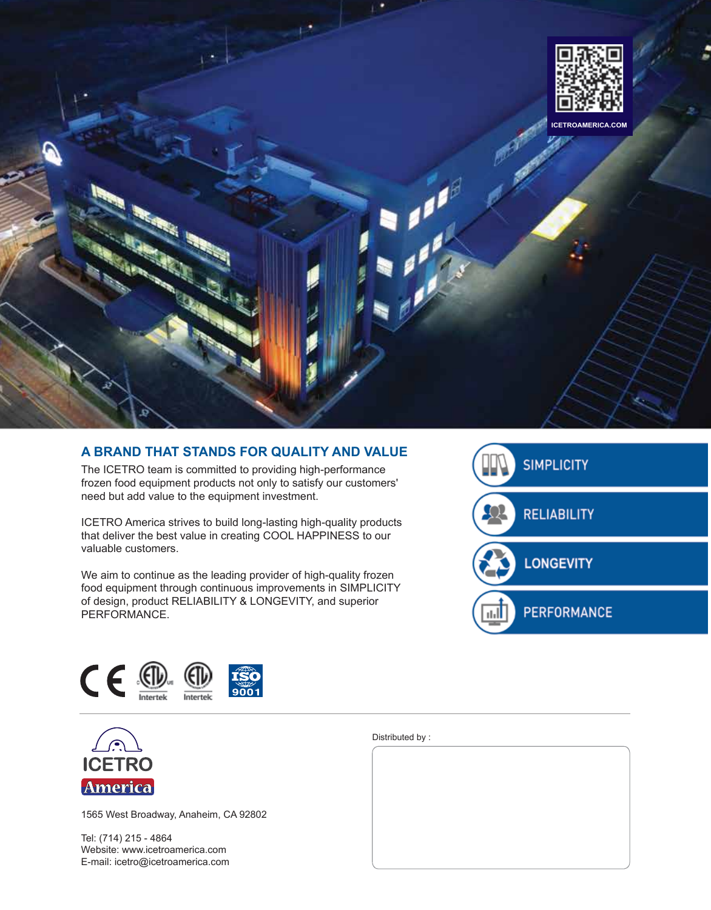ICETROAMERICA.COM

## A BRAND THAT STANDS FOR QUALITY AND VALUE

The ICETRO team is committed to providing high-performance frozen food equipment products not only to satisfy our customers' need but add value to the equipment investment.

ICETRO America strives to build long-lasting high-quality products that deliver the best value in creating COOL HAPPINESS to our valuable customers.

We aim to continue as the leading provider of high-quality frozen food equipment through continuous improvements in SIMPLICITY of design, product RELIABILITY & LONGEVITY, and superior PERFORMANCE.

- SIMPLICITY
- RELIABILITY
- LONGEVITY
- PERFORMANCE

CE Intertek Intertek ISO 9001

ICETRO America

1565 West Broadway, Anaheim, CA 92802

Tel: (714) 215 - 4864
Website: www.icetroamerica.com
E-mail: icetro@icetroamerica.com

Distributed by :